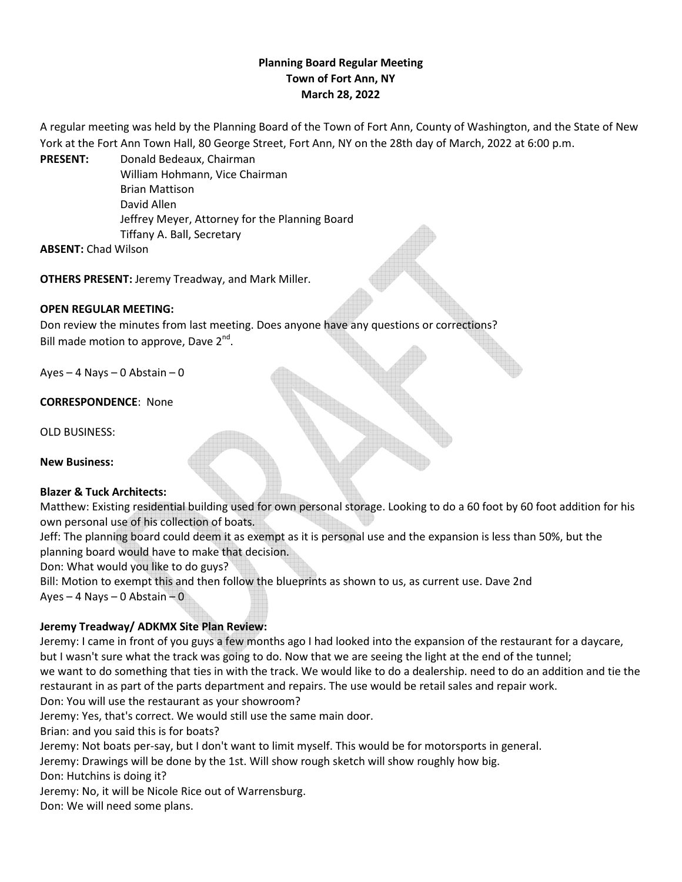# Planning Board Regular Meeting
## Town of Fort Ann, NY
## March 28, 2022

A regular meeting was held by the Planning Board of the Town of Fort Ann, County of Washington, and the State of New York at the Fort Ann Town Hall, 80 George Street, Fort Ann, NY on the 28th day of March, 2022 at 6:00 p.m.

**PRESENT:** Donald Bedeaux, Chairman
William Hohmann, Vice Chairman
Brian Mattison
David Allen
Jeffrey Meyer, Attorney for the Planning Board
Tiffany A. Ball, Secretary

**ABSENT:** Chad Wilson

**OTHERS PRESENT:** Jeremy Treadway, and Mark Miller.

**OPEN REGULAR MEETING:**

Don review the minutes from last meeting. Does anyone have any questions or corrections?
Bill made motion to approve, Dave 2nd.

Ayes – 4 Nays – 0 Abstain – 0

**CORRESPONDENCE**: None

OLD BUSINESS:

**New Business:**

**Blazer & Tuck Architects:**

Matthew: Existing residential building used for own personal storage. Looking to do a 60 foot by 60 foot addition for his own personal use of his collection of boats.
Jeff: The planning board could deem it as exempt as it is personal use and the expansion is less than 50%, but the planning board would have to make that decision.
Don: What would you like to do guys?
Bill: Motion to exempt this and then follow the blueprints as shown to us, as current use. Dave 2nd
Ayes – 4 Nays – 0 Abstain – 0

**Jeremy Treadway/ ADKMX Site Plan Review:**

Jeremy: I came in front of you guys a few months ago I had looked into the expansion of the restaurant for a daycare, but I wasn't sure what the track was going to do. Now that we are seeing the light at the end of the tunnel; we want to do something that ties in with the track. We would like to do a dealership. need to do an addition and tie the restaurant in as part of the parts department and repairs. The use would be retail sales and repair work.
Don: You will use the restaurant as your showroom?
Jeremy: Yes, that's correct. We would still use the same main door.
Brian: and you said this is for boats?
Jeremy: Not boats per-say, but I don't want to limit myself. This would be for motorsports in general.
Jeremy: Drawings will be done by the 1st. Will show rough sketch will show roughly how big.
Don: Hutchins is doing it?
Jeremy: No, it will be Nicole Rice out of Warrensburg.
Don: We will need some plans.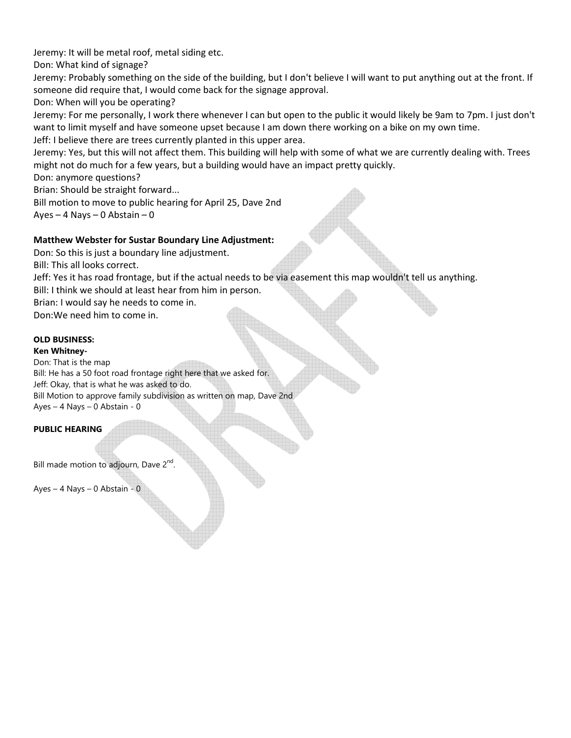Jeremy: It will be metal roof, metal siding etc.

Don: What kind of signage?

Jeremy: Probably something on the side of the building, but I don't believe I will want to put anything out at the front. If someone did require that, I would come back for the signage approval.

Don: When will you be operating?

Jeremy: For me personally, I work there whenever I can but open to the public it would likely be 9am to 7pm. I just don't want to limit myself and have someone upset because I am down there working on a bike on my own time.

Jeff: I believe there are trees currently planted in this upper area.

Jeremy: Yes, but this will not affect them. This building will help with some of what we are currently dealing with. Trees might not do much for a few years, but a building would have an impact pretty quickly.

Don: anymore questions?

Brian: Should be straight forward...

Bill motion to move to public hearing for April 25, Dave 2nd

Ayes – 4 Nays – 0 Abstain – 0

**Matthew Webster for Sustar Boundary Line Adjustment:**

Don: So this is just a boundary line adjustment.

Bill: This all looks correct.

Jeff: Yes it has road frontage, but if the actual needs to be via easement this map wouldn't tell us anything.

Bill: I think we should at least hear from him in person.

Brian: I would say he needs to come in.

Don:We need him to come in.

**OLD BUSINESS:**

**Ken Whitney-**

Don: That is the map

Bill: He has a 50 foot road frontage right here that we asked for.

Jeff: Okay, that is what he was asked to do.

Bill Motion to approve family subdivision as written on map, Dave 2nd

Ayes – 4 Nays – 0 Abstain - 0

**PUBLIC HEARING**

Bill made motion to adjourn, Dave 2nd.

Ayes – 4 Nays – 0 Abstain - 0